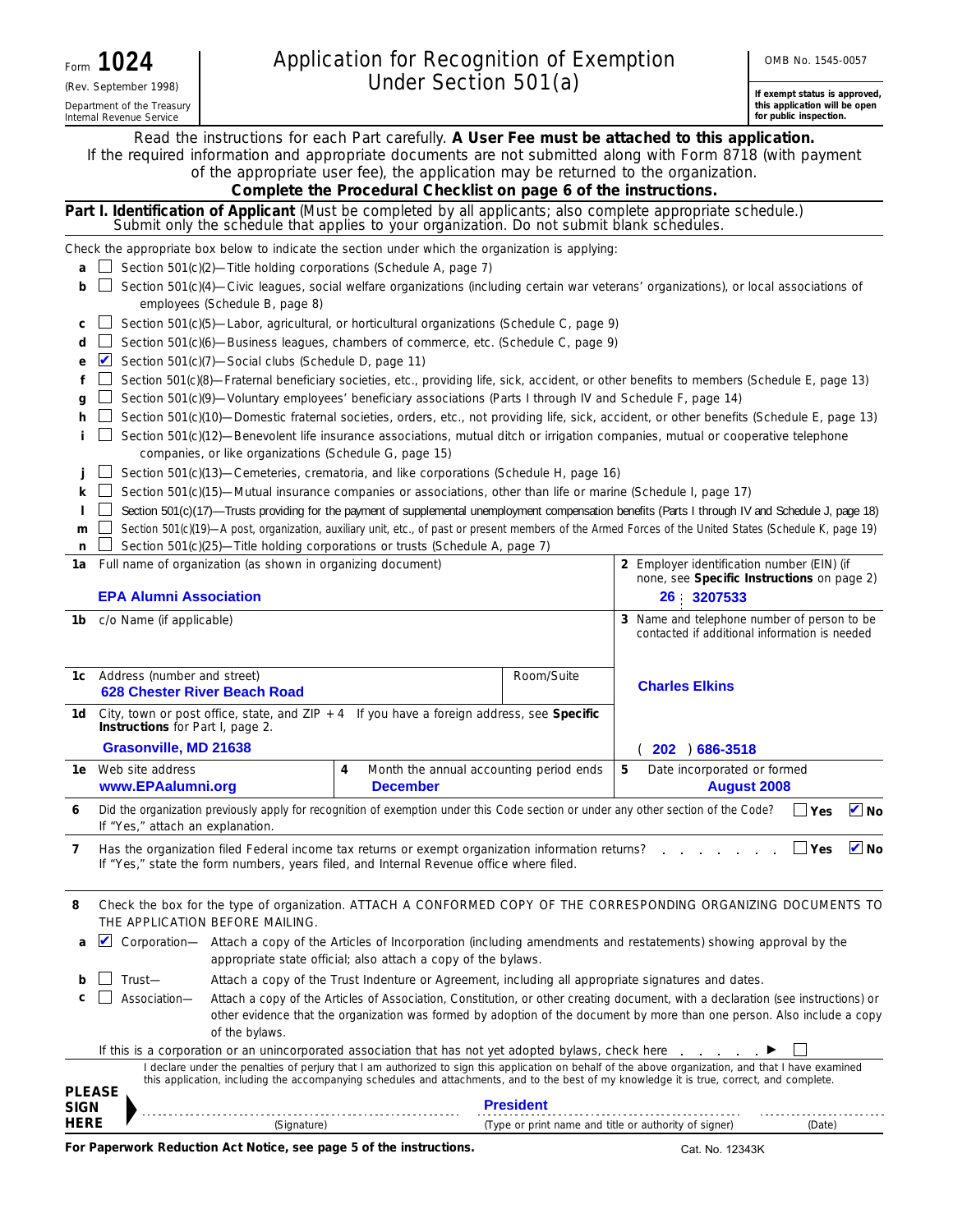Form **1024**
(Rev. September 1998)
Department of the Treasury
Internal Revenue Service

# Application for Recognition of Exemption Under Section 501(a)

OMB No. 1545-0057

**If exempt status is approved, this application will be open for public inspection.**

Read the instructions for each Part carefully. **A User Fee must be attached to this application.**
If the required information and appropriate documents are not submitted along with Form 8718 (with payment of the appropriate user fee), the application may be returned to the organization.
**Complete the Procedural Checklist on page 6 of the instructions.**

## Part I. Identification of Applicant

(Must be completed by all applicants; also complete appropriate schedule.) Submit only the schedule that applies to your organization. Do not submit blank schedules.

Check the appropriate box below to indicate the section under which the organization is applying:

- **a** ☐ Section 501(c)(2)—Title holding corporations (Schedule A, page 7)
- **b** ☐ Section 501(c)(4)—Civic leagues, social welfare organizations (including certain war veterans' organizations), or local associations of employees (Schedule B, page 8)
- **c** ☐ Section 501(c)(5)—Labor, agricultural, or horticultural organizations (Schedule C, page 9)
- **d** ☐ Section 501(c)(6)—Business leagues, chambers of commerce, etc. (Schedule C, page 9)
- **e** ☑ Section 501(c)(7)—Social clubs (Schedule D, page 11)
- **f** ☐ Section 501(c)(8)—Fraternal beneficiary societies, etc., providing life, sick, accident, or other benefits to members (Schedule E, page 13)
- **g** ☐ Section 501(c)(9)—Voluntary employees' beneficiary associations (Parts I through IV and Schedule F, page 14)
- **h** ☐ Section 501(c)(10)—Domestic fraternal societies, orders, etc., not providing life, sick, accident, or other benefits (Schedule E, page 13)
- **i** ☐ Section 501(c)(12)—Benevolent life insurance associations, mutual ditch or irrigation companies, mutual or cooperative telephone companies, or like organizations (Schedule G, page 15)
- **j** ☐ Section 501(c)(13)—Cemeteries, crematoria, and like corporations (Schedule H, page 16)
- **k** ☐ Section 501(c)(15)—Mutual insurance companies or associations, other than life or marine (Schedule I, page 17)
- **l** ☐ Section 501(c)(17)—Trusts providing for the payment of supplemental unemployment compensation benefits (Parts I through IV and Schedule J, page 18)
- **m** ☐ Section 501(c)(19)—A post, organization, auxiliary unit, etc., of past or present members of the Armed Forces of the United States (Schedule K, page 19)
- **n** ☐ Section 501(c)(25)—Title holding corporations or trusts (Schedule A, page 7)

| | | |
|---|---|---|
| **1a** Full name of organization (as shown in organizing document): **EPA Alumni Association** | | **2** Employer identification number (EIN) (if none, see **Specific Instructions** on page 2): **26 : 3207533** |
| **1b** c/o Name (if applicable) | | **3** Name and telephone number of person to be contacted if additional information is needed: **Charles Elkins** |
| **1c** Address (number and street): **628 Chester River Beach Road** | Room/Suite | |
| **1d** City, town or post office, state, and ZIP + 4 If you have a foreign address, see **Specific Instructions** for Part I, page 2: **Grasonville, MD 21638** | | ( **202** ) **686-3518** |
| **1e** Web site address: **www.EPAalumni.org** | **4** Month the annual accounting period ends: **December** | **5** Date incorporated or formed: **August 2008** |

**6** Did the organization previously apply for recognition of exemption under this Code section or under any other section of the Code? If "Yes," attach an explanation. ☐ Yes ☑ No

**7** Has the organization filed Federal income tax returns or exempt organization information returns? If "Yes," state the form numbers, years filed, and Internal Revenue office where filed. ☐ Yes ☑ No

**8** Check the box for the type of organization. ATTACH A CONFORMED COPY OF THE CORRESPONDING ORGANIZING DOCUMENTS TO THE APPLICATION BEFORE MAILING.

- **a** ☑ Corporation— Attach a copy of the Articles of Incorporation (including amendments and restatements) showing approval by the appropriate state official; also attach a copy of the bylaws.
- **b** ☐ Trust— Attach a copy of the Trust Indenture or Agreement, including all appropriate signatures and dates.
- **c** ☐ Association— Attach a copy of the Articles of Association, Constitution, or other creating document, with a declaration (see instructions) or other evidence that the organization was formed by adoption of the document by more than one person. Also include a copy of the bylaws.

If this is a corporation or an unincorporated association that has not yet adopted bylaws, check here ▶ ☐

I declare under the penalties of perjury that I am authorized to sign this application on behalf of the above organization, and that I have examined this application, including the accompanying schedules and attachments, and to the best of my knowledge it is true, correct, and complete.

**PLEASE SIGN HERE**

| (Signature) | **President** (Type or print name and title or authority of signer) | (Date) |
|---|---|---|

**For Paperwork Reduction Act Notice, see page 5 of the instructions.** Cat. No. 12343K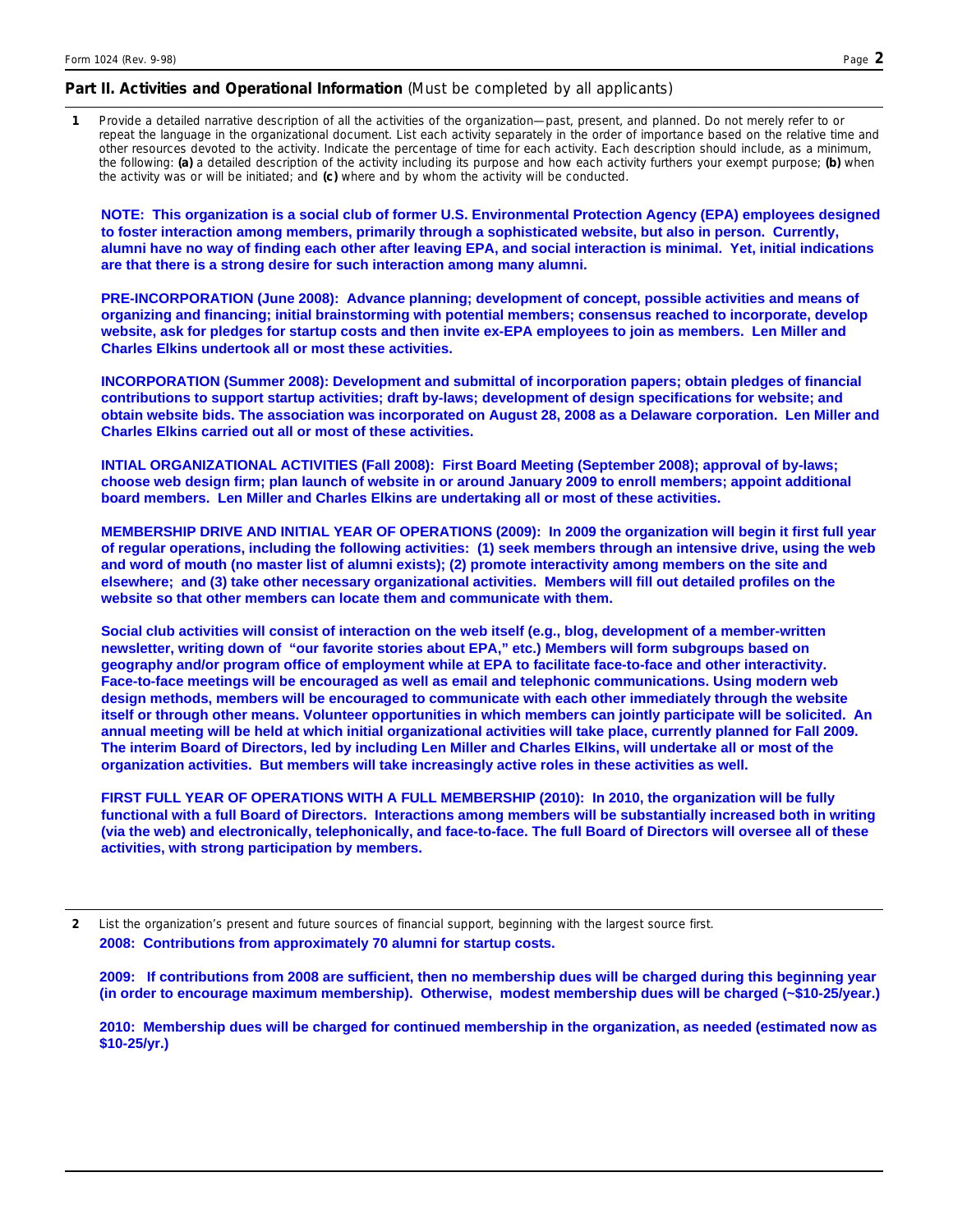## Part II. Activities and Operational Information (Must be completed by all applicants)

**1** Provide a detailed narrative description of all the activities of the organization—past, present, and planned. Do not merely refer to or repeat the language in the organizational document. List each activity separately in the order of importance based on the relative time and other resources devoted to the activity. Indicate the percentage of time for each activity. Each description should include, as a minimum, the following: **(a)** a detailed description of the activity including its purpose and how each activity furthers your exempt purpose; **(b)** when the activity was or will be initiated; and **(c)** where and by whom the activity will be conducted.

**NOTE: This organization is a social club of former U.S. Environmental Protection Agency (EPA) employees designed to foster interaction among members, primarily through a sophisticated website, but also in person. Currently, alumni have no way of finding each other after leaving EPA, and social interaction is minimal. Yet, initial indications are that there is a strong desire for such interaction among many alumni.**

**PRE-INCORPORATION (June 2008): Advance planning; development of concept, possible activities and means of organizing and financing; initial brainstorming with potential members; consensus reached to incorporate, develop website, ask for pledges for startup costs and then invite ex-EPA employees to join as members. Len Miller and Charles Elkins undertook all or most these activities.**

**INCORPORATION (Summer 2008): Development and submittal of incorporation papers; obtain pledges of financial contributions to support startup activities; draft by-laws; development of design specifications for website; and obtain website bids. The association was incorporated on August 28, 2008 as a Delaware corporation. Len Miller and Charles Elkins carried out all or most of these activities.**

**INTIAL ORGANIZATIONAL ACTIVITIES (Fall 2008): First Board Meeting (September 2008); approval of by-laws; choose web design firm; plan launch of website in or around January 2009 to enroll members; appoint additional board members. Len Miller and Charles Elkins are undertaking all or most of these activities.**

**MEMBERSHIP DRIVE AND INITIAL YEAR OF OPERATIONS (2009): In 2009 the organization will begin it first full year of regular operations, including the following activities: (1) seek members through an intensive drive, using the web and word of mouth (no master list of alumni exists); (2) promote interactivity among members on the site and elsewhere; and (3) take other necessary organizational activities. Members will fill out detailed profiles on the website so that other members can locate them and communicate with them.**

**Social club activities will consist of interaction on the web itself (e.g., blog, development of a member-written newsletter, writing down of "our favorite stories about EPA," etc.) Members will form subgroups based on geography and/or program office of employment while at EPA to facilitate face-to-face and other interactivity. Face-to-face meetings will be encouraged as well as email and telephonic communications. Using modern web design methods, members will be encouraged to communicate with each other immediately through the website itself or through other means. Volunteer opportunities in which members can jointly participate will be solicited. An annual meeting will be held at which initial organizational activities will take place, currently planned for Fall 2009. The interim Board of Directors, led by including Len Miller and Charles Elkins, will undertake all or most of the organization activities. But members will take increasingly active roles in these activities as well.**

**FIRST FULL YEAR OF OPERATIONS WITH A FULL MEMBERSHIP (2010): In 2010, the organization will be fully functional with a full Board of Directors. Interactions among members will be substantially increased both in writing (via the web) and electronically, telephonically, and face-to-face. The full Board of Directors will oversee all of these activities, with strong participation by members.**

**2** List the organization's present and future sources of financial support, beginning with the largest source first.

**2008: Contributions from approximately 70 alumni for startup costs.**

**2009: If contributions from 2008 are sufficient, then no membership dues will be charged during this beginning year (in order to encourage maximum membership). Otherwise, modest membership dues will be charged (~$10-25/year.)**

**2010: Membership dues will be charged for continued membership in the organization, as needed (estimated now as $10-25/yr.)**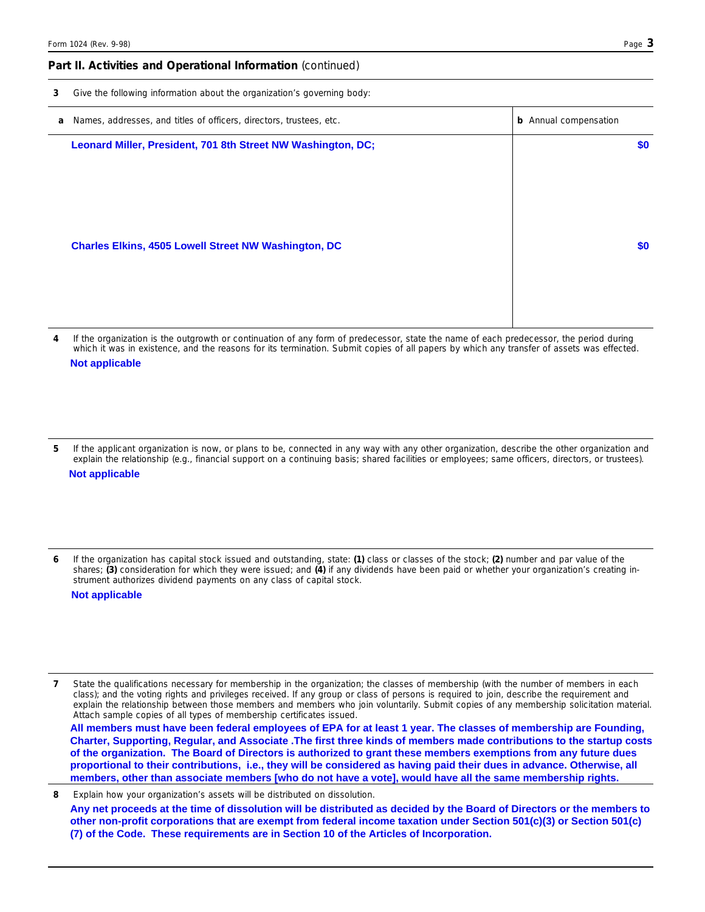## Part II. Activities and Operational Information (continued)

**3** Give the following information about the organization's governing body:

| **a** Names, addresses, and titles of officers, directors, trustees, etc. | **b** Annual compensation |
|---|---|
| **Leonard Miller, President, 701 8th Street NW Washington, DC;** | **$0** |
| **Charles Elkins, 4505 Lowell Street NW Washington, DC** | **$0** |

**4** If the organization is the outgrowth or continuation of any form of predecessor, state the name of each predecessor, the period during which it was in existence, and the reasons for its termination. Submit copies of all papers by which any transfer of assets was effected.

**Not applicable**

**5** If the applicant organization is now, or plans to be, connected in any way with any other organization, describe the other organization and explain the relationship (e.g., financial support on a continuing basis; shared facilities or employees; same officers, directors, or trustees).

**Not applicable**

**6** If the organization has capital stock issued and outstanding, state: **(1)** class or classes of the stock; **(2)** number and par value of the shares; **(3)** consideration for which they were issued; and **(4)** if any dividends have been paid or whether your organization's creating instrument authorizes dividend payments on any class of capital stock.

**Not applicable**

**7** State the qualifications necessary for membership in the organization; the classes of membership (with the number of members in each class); and the voting rights and privileges received. If any group or class of persons is required to join, describe the requirement and explain the relationship between those members and members who join voluntarily. Submit copies of any membership solicitation material. Attach sample copies of all types of membership certificates issued.

**All members must have been federal employees of EPA for at least 1 year. The classes of membership are Founding, Charter, Supporting, Regular, and Associate .The first three kinds of members made contributions to the startup costs of the organization. The Board of Directors is authorized to grant these members exemptions from any future dues proportional to their contributions, i.e., they will be considered as having paid their dues in advance. Otherwise, all members, other than associate members [who do not have a vote], would have all the same membership rights.**

**8** Explain how your organization's assets will be distributed on dissolution.

**Any net proceeds at the time of dissolution will be distributed as decided by the Board of Directors or the members to other non-profit corporations that are exempt from federal income taxation under Section 501(c)(3) or Section 501(c)(7) of the Code. These requirements are in Section 10 of the Articles of Incorporation.**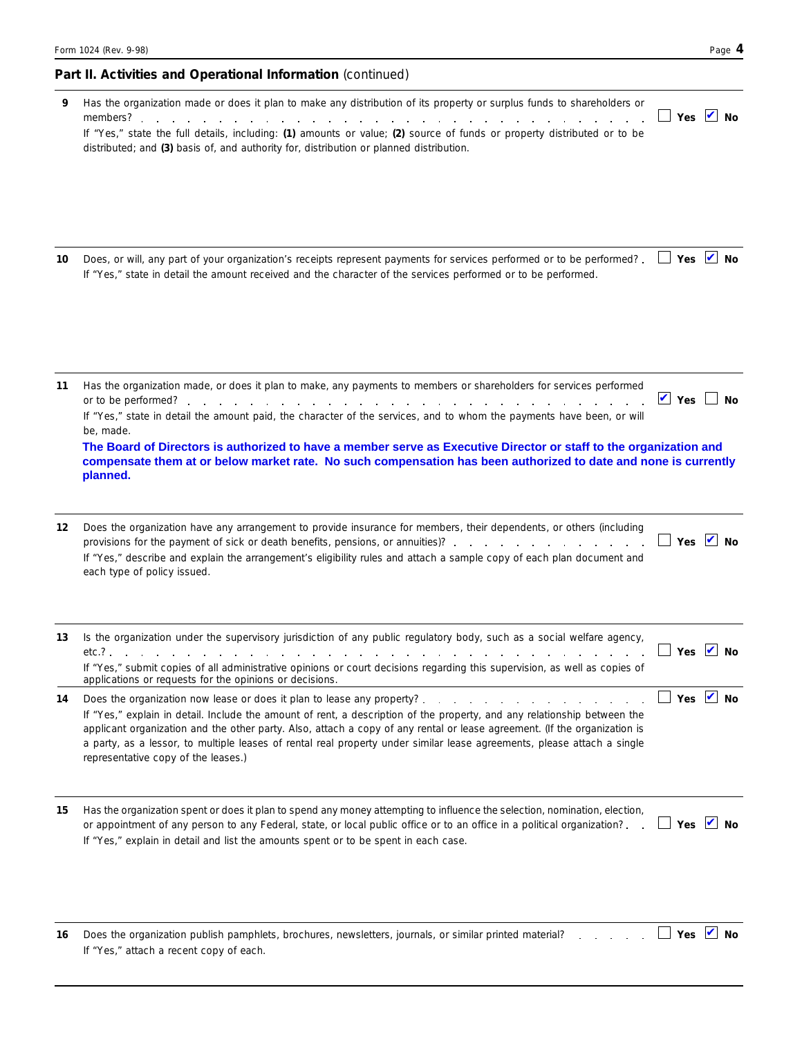## Part II. Activities and Operational Information (continued)

**9** Has the organization made or does it plan to make any distribution of its property or surplus funds to shareholders or members? ☐ **Yes** ☑ **No**

If "Yes," state the full details, including: **(1)** amounts or value; **(2)** source of funds or property distributed or to be distributed; and **(3)** basis of, and authority for, distribution or planned distribution.

**10** Does, or will, any part of your organization's receipts represent payments for services performed or to be performed? ☐ **Yes** ☑ **No**

If "Yes," state in detail the amount received and the character of the services performed or to be performed.

**11** Has the organization made, or does it plan to make, any payments to members or shareholders for services performed or to be performed? ☑ **Yes** ☐ **No**

If "Yes," state in detail the amount paid, the character of the services, and to whom the payments have been, or will be, made.

**The Board of Directors is authorized to have a member serve as Executive Director or staff to the organization and compensate them at or below market rate. No such compensation has been authorized to date and none is currently planned.**

**12** Does the organization have any arrangement to provide insurance for members, their dependents, or others (including provisions for the payment of sick or death benefits, pensions, or annuities)? ☐ **Yes** ☑ **No**

If "Yes," describe and explain the arrangement's eligibility rules and attach a sample copy of each plan document and each type of policy issued.

**13** Is the organization under the supervisory jurisdiction of any public regulatory body, such as a social welfare agency, etc.? ☐ **Yes** ☑ **No**

If "Yes," submit copies of all administrative opinions or court decisions regarding this supervision, as well as copies of applications or requests for the opinions or decisions.

**14** Does the organization now lease or does it plan to lease any property? ☐ **Yes** ☑ **No**

If "Yes," explain in detail. Include the amount of rent, a description of the property, and any relationship between the applicant organization and the other party. Also, attach a copy of any rental or lease agreement. (If the organization is a party, as a lessor, to multiple leases of rental real property under similar lease agreements, please attach a single representative copy of the leases.)

**15** Has the organization spent or does it plan to spend any money attempting to influence the selection, nomination, election, or appointment of any person to any Federal, state, or local public office or to an office in a political organization? ☐ **Yes** ☑ **No**

If "Yes," explain in detail and list the amounts spent or to be spent in each case.

**16** Does the organization publish pamphlets, brochures, newsletters, journals, or similar printed material? ☐ **Yes** ☑ **No**

If "Yes," attach a recent copy of each.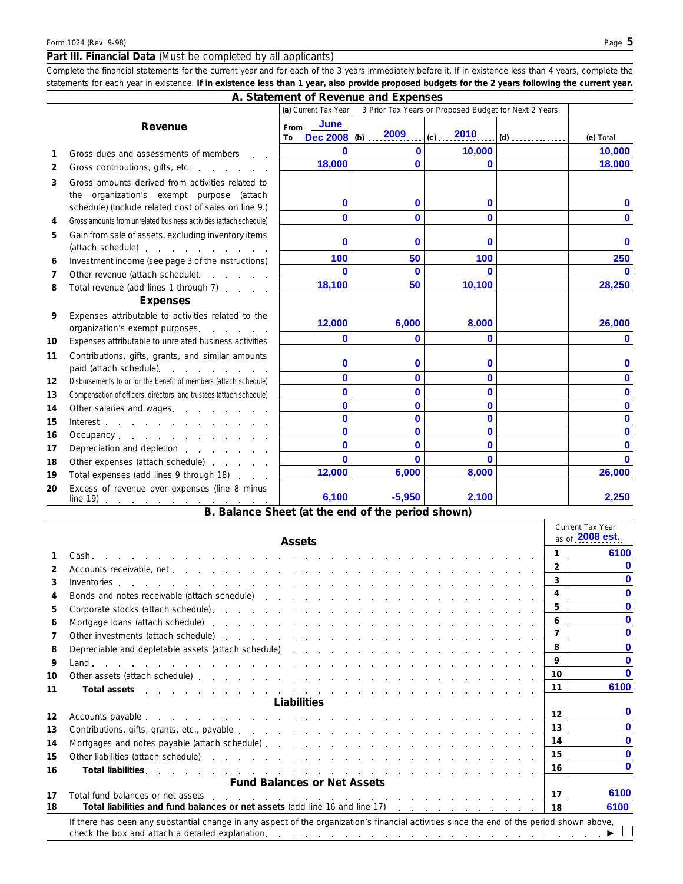## Part III. Financial Data (Must be completed by all applicants)

Complete the financial statements for the current year and for each of the 3 years immediately before it. If in existence less than 4 years, complete the statements for each year in existence. **If in existence less than 1 year, also provide proposed budgets for the 2 years following the current year.**

### A. Statement of Revenue and Expenses

| | | (a) Current Tax Year | 3 Prior Tax Years or Proposed Budget for Next 2 Years | | | |
|---|---|---|---|---|---|---|
| | **Revenue** | From June To Dec 2008 | (b) 2009 | (c) 2010 | (d) | (e) Total |
| 1 | Gross dues and assessments of members | 0 | 0 | 10,000 | | 10,000 |
| 2 | Gross contributions, gifts, etc. | 18,000 | 0 | 0 | | 18,000 |
| 3 | Gross amounts derived from activities related to the organization's exempt purpose (attach schedule) (Include related cost of sales on line 9.) | 0 | 0 | 0 | | 0 |
| 4 | Gross amounts from unrelated business activities (attach schedule) | 0 | 0 | 0 | | 0 |
| 5 | Gain from sale of assets, excluding inventory items (attach schedule) | 0 | 0 | 0 | | 0 |
| 6 | Investment income (see page 3 of the instructions) | 100 | 50 | 100 | | 250 |
| 7 | Other revenue (attach schedule) | 0 | 0 | 0 | | 0 |
| 8 | Total revenue (add lines 1 through 7) | 18,100 | 50 | 10,100 | | 28,250 |
| | **Expenses** | | | | | |
| 9 | Expenses attributable to activities related to the organization's exempt purposes | 12,000 | 6,000 | 8,000 | | 26,000 |
| 10 | Expenses attributable to unrelated business activities | 0 | 0 | 0 | | 0 |
| 11 | Contributions, gifts, grants, and similar amounts paid (attach schedule) | 0 | 0 | 0 | | 0 |
| 12 | Disbursements to or for the benefit of members (attach schedule) | 0 | 0 | 0 | | 0 |
| 13 | Compensation of officers, directors, and trustees (attach schedule) | 0 | 0 | 0 | | 0 |
| 14 | Other salaries and wages | 0 | 0 | 0 | | 0 |
| 15 | Interest | 0 | 0 | 0 | | 0 |
| 16 | Occupancy | 0 | 0 | 0 | | 0 |
| 17 | Depreciation and depletion | 0 | 0 | 0 | | 0 |
| 18 | Other expenses (attach schedule) | 0 | 0 | 0 | | 0 |
| 19 | Total expenses (add lines 9 through 18) | 12,000 | 6,000 | 8,000 | | 26,000 |
| 20 | Excess of revenue over expenses (line 8 minus line 19) | 6,100 | -5,950 | 2,100 | | 2,250 |

### B. Balance Sheet (at the end of the period shown)

| | | | Current Tax Year as of 2008 est. |
|---|---|---|---|
| | **Assets** | | |
| 1 | Cash | 1 | 6100 |
| 2 | Accounts receivable, net | 2 | 0 |
| 3 | Inventories | 3 | 0 |
| 4 | Bonds and notes receivable (attach schedule) | 4 | 0 |
| 5 | Corporate stocks (attach schedule) | 5 | 0 |
| 6 | Mortgage loans (attach schedule) | 6 | 0 |
| 7 | Other investments (attach schedule) | 7 | 0 |
| 8 | Depreciable and depletable assets (attach schedule) | 8 | 0 |
| 9 | Land | 9 | 0 |
| 10 | Other assets (attach schedule) | 10 | 0 |
| 11 | **Total assets** | 11 | 6100 |
| | **Liabilities** | | |
| 12 | Accounts payable | 12 | 0 |
| 13 | Contributions, gifts, grants, etc., payable | 13 | 0 |
| 14 | Mortgages and notes payable (attach schedule) | 14 | 0 |
| 15 | Other liabilities (attach schedule) | 15 | 0 |
| 16 | **Total liabilities** | 16 | 0 |
| | **Fund Balances or Net Assets** | | |
| 17 | Total fund balances or net assets | 17 | 6100 |
| 18 | **Total liabilities and fund balances or net assets** (add line 16 and line 17) | 18 | 6100 |

If there has been any substantial change in any aspect of the organization's financial activities since the end of the period shown above, check the box and attach a detailed explanation ▶ ☐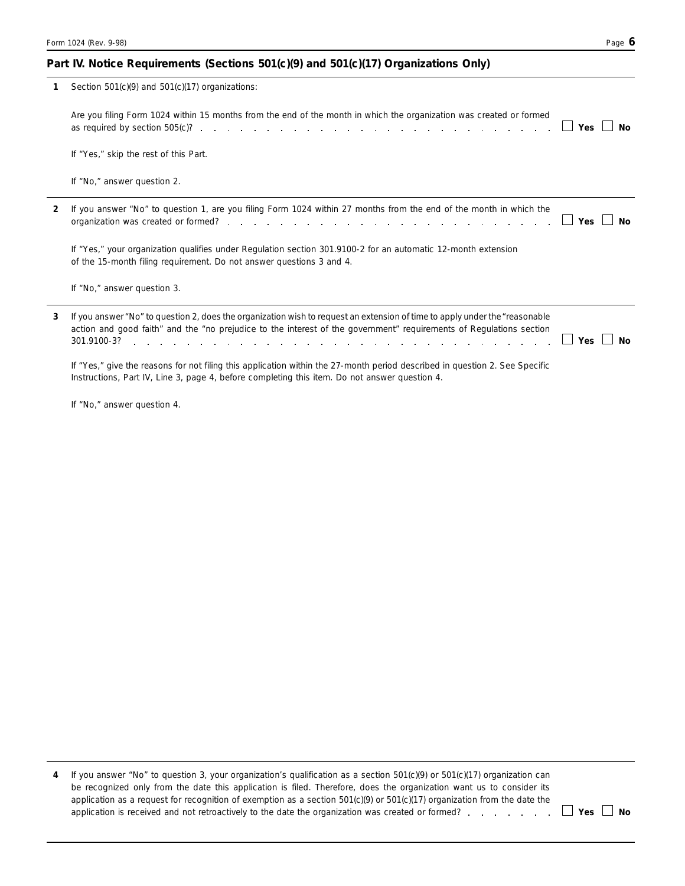## Part IV. Notice Requirements (Sections 501(c)(9) and 501(c)(17) Organizations Only)

**1** Section 501(c)(9) and 501(c)(17) organizations:

Are you filing Form 1024 within 15 months from the end of the month in which the organization was created or formed as required by section 505(c)? ☐ **Yes** ☐ **No**

If "Yes," skip the rest of this Part.

If "No," answer question 2.

**2** If you answer "No" to question 1, are you filing Form 1024 within 27 months from the end of the month in which the organization was created or formed? ☐ **Yes** ☐ **No**

If "Yes," your organization qualifies under Regulation section 301.9100-2 for an automatic 12-month extension of the 15-month filing requirement. Do not answer questions 3 and 4.

If "No," answer question 3.

**3** If you answer "No" to question 2, does the organization wish to request an extension of time to apply under the "reasonable action and good faith" and the "no prejudice to the interest of the government" requirements of Regulations section 301.9100-3? ☐ **Yes** ☐ **No**

If "Yes," give the reasons for not filing this application within the 27-month period described in question 2. See Specific Instructions, Part IV, Line 3, page 4, before completing this item. Do not answer question 4.

If "No," answer question 4.

**4** If you answer "No" to question 3, your organization's qualification as a section 501(c)(9) or 501(c)(17) organization can be recognized only from the date this application is filed. Therefore, does the organization want us to consider its application as a request for recognition of exemption as a section 501(c)(9) or 501(c)(17) organization from the date the application is received and not retroactively to the date the organization was created or formed? ☐ **Yes** ☐ **No**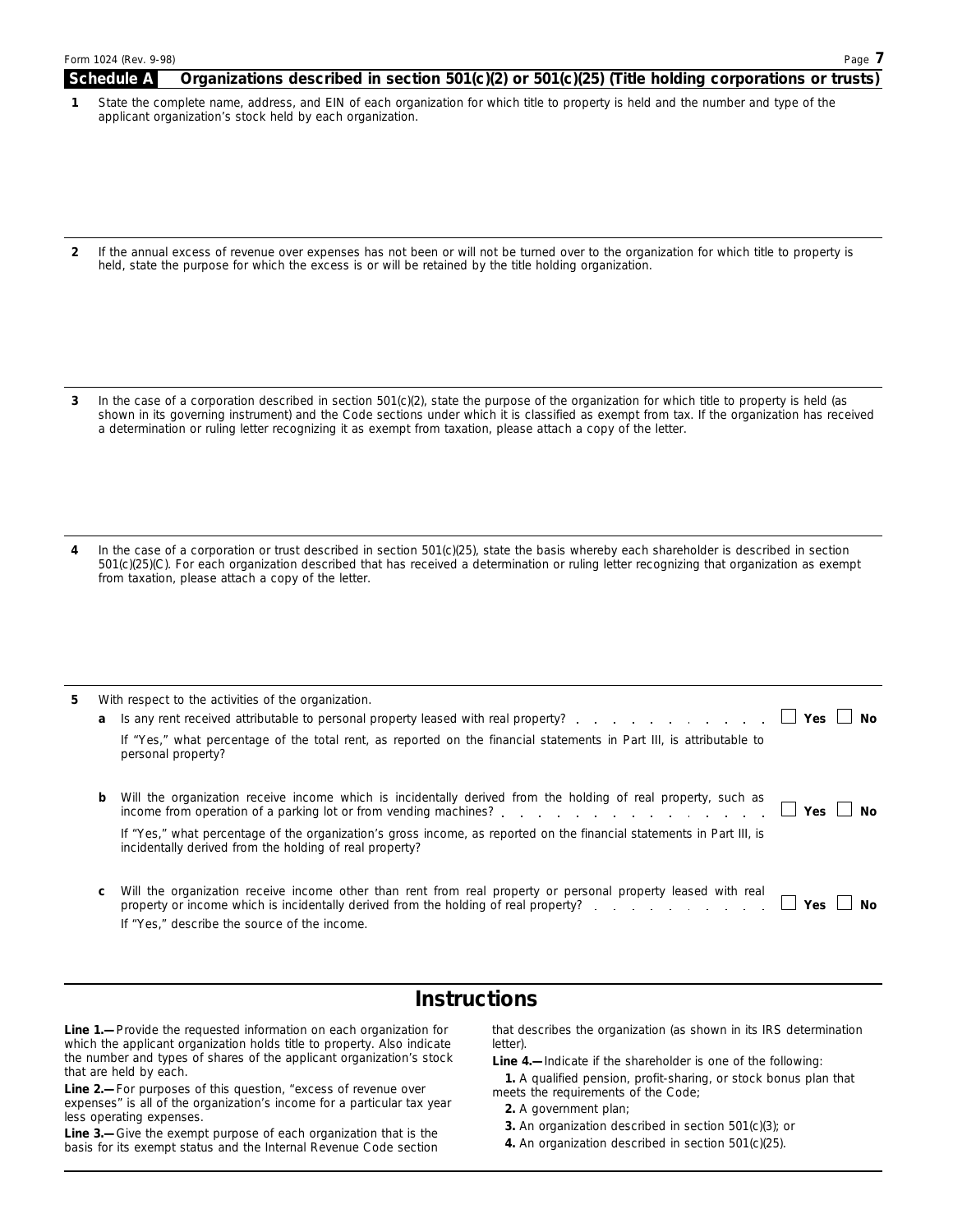## Schedule A Organizations described in section 501(c)(2) or 501(c)(25) (Title holding corporations or trusts)

**1** State the complete name, address, and EIN of each organization for which title to property is held and the number and type of the applicant organization's stock held by each organization.

**2** If the annual excess of revenue over expenses has not been or will not be turned over to the organization for which title to property is held, state the purpose for which the excess is or will be retained by the title holding organization.

**3** In the case of a corporation described in section 501(c)(2), state the purpose of the organization for which title to property is held (as shown in its governing instrument) and the Code sections under which it is classified as exempt from tax. If the organization has received a determination or ruling letter recognizing it as exempt from taxation, please attach a copy of the letter.

**4** In the case of a corporation or trust described in section 501(c)(25), state the basis whereby each shareholder is described in section 501(c)(25)(C). For each organization described that has received a determination or ruling letter recognizing that organization as exempt from taxation, please attach a copy of the letter.

**5** With respect to the activities of the organization.

**a** Is any rent received attributable to personal property leased with real property? ☐ Yes ☐ No

If "Yes," what percentage of the total rent, as reported on the financial statements in Part III, is attributable to personal property?

**b** Will the organization receive income which is incidentally derived from the holding of real property, such as income from operation of a parking lot or from vending machines? ☐ Yes ☐ No

If "Yes," what percentage of the organization's gross income, as reported on the financial statements in Part III, is incidentally derived from the holding of real property?

**c** Will the organization receive income other than rent from real property or personal property leased with real property or income which is incidentally derived from the holding of real property? ☐ Yes ☐ No

If "Yes," describe the source of the income.

# Instructions

**Line 1.—** Provide the requested information on each organization for which the applicant organization holds title to property. Also indicate the number and types of shares of the applicant organization's stock that are held by each.

**Line 2.—** For purposes of this question, "excess of revenue over expenses" is all of the organization's income for a particular tax year less operating expenses.

**Line 3.—** Give the exempt purpose of each organization that is the basis for its exempt status and the Internal Revenue Code section that describes the organization (as shown in its IRS determination letter).

**Line 4.—** Indicate if the shareholder is one of the following:

**1.** A qualified pension, profit-sharing, or stock bonus plan that meets the requirements of the Code;

**2.** A government plan;

**3.** An organization described in section 501(c)(3); or

**4.** An organization described in section 501(c)(25).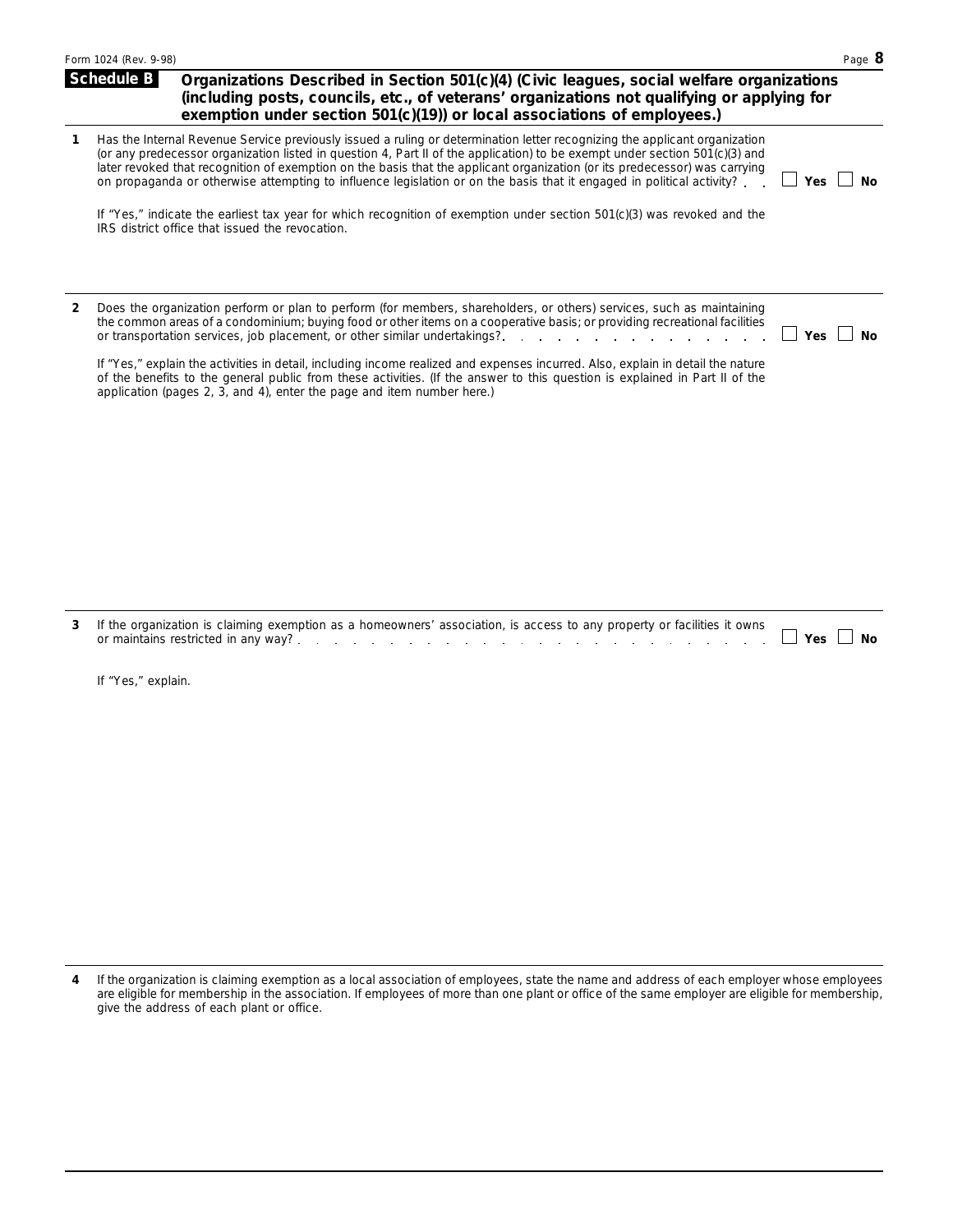## Schedule B — Organizations Described in Section 501(c)(4) (Civic leagues, social welfare organizations (including posts, councils, etc., of veterans' organizations not qualifying or applying for exemption under section 501(c)(19)) or local associations of employees.)

**1** Has the Internal Revenue Service previously issued a ruling or determination letter recognizing the applicant organization (or any predecessor organization listed in question 4, Part II of the application) to be exempt under section 501(c)(3) and later revoked that recognition of exemption on the basis that the applicant organization (or its predecessor) was carrying on propaganda or otherwise attempting to influence legislation or on the basis that it engaged in political activity? ☐ **Yes** ☐ **No**

If "Yes," indicate the earliest tax year for which recognition of exemption under section 501(c)(3) was revoked and the IRS district office that issued the revocation.

**2** Does the organization perform or plan to perform (for members, shareholders, or others) services, such as maintaining the common areas of a condominium; buying food or other items on a cooperative basis; or providing recreational facilities or transportation services, job placement, or other similar undertakings? ☐ **Yes** ☐ **No**

If "Yes," explain the activities in detail, including income realized and expenses incurred. Also, explain in detail the nature of the benefits to the general public from these activities. (If the answer to this question is explained in Part II of the application (pages 2, 3, and 4), enter the page and item number here.)

**3** If the organization is claiming exemption as a homeowners' association, is access to any property or facilities it owns or maintains restricted in any way? ☐ **Yes** ☐ **No**

If "Yes," explain.

**4** If the organization is claiming exemption as a local association of employees, state the name and address of each employer whose employees are eligible for membership in the association. If employees of more than one plant or office of the same employer are eligible for membership, give the address of each plant or office.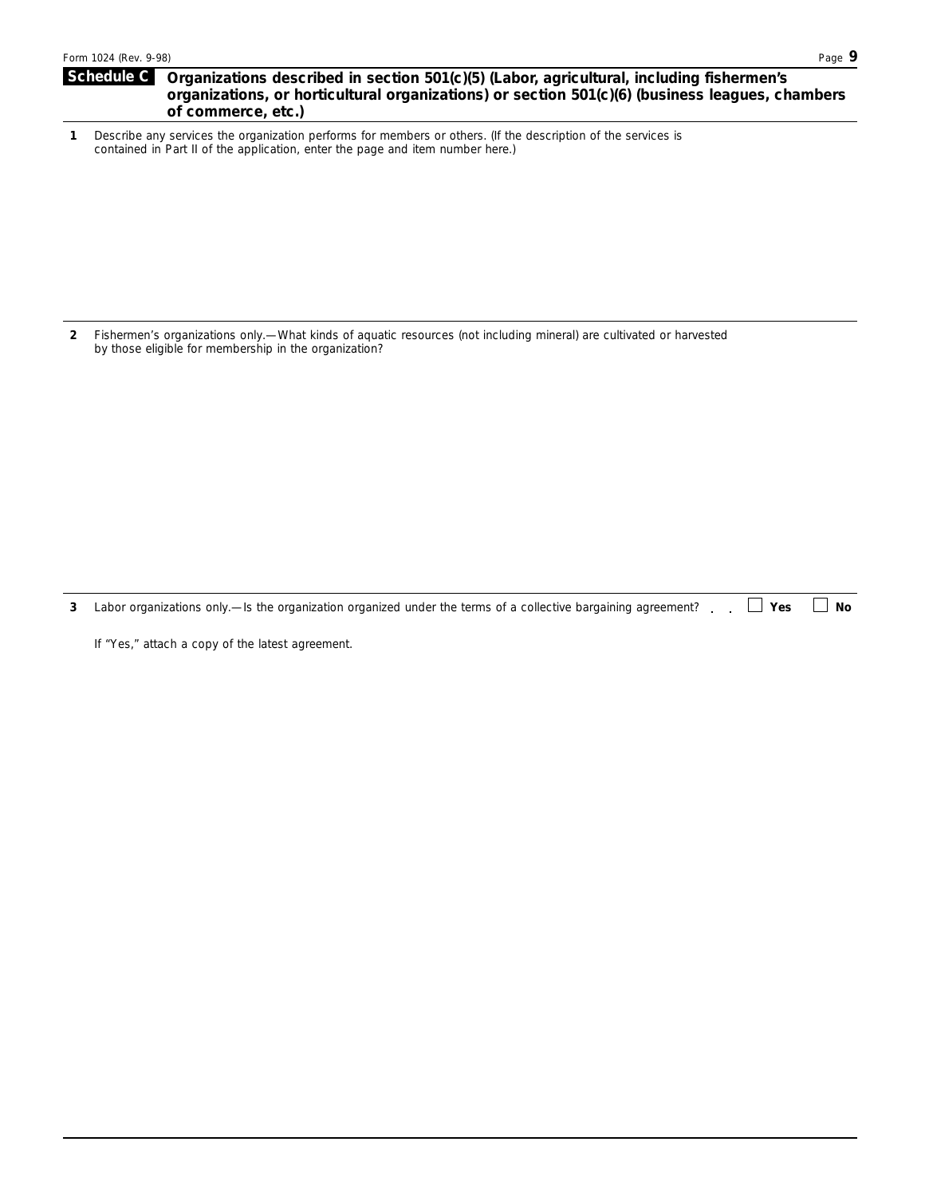## Schedule C Organizations described in section 501(c)(5) (Labor, agricultural, including fishermen's organizations, or horticultural organizations) or section 501(c)(6) (business leagues, chambers of commerce, etc.)

**1** Describe any services the organization performs for members or others. (If the description of the services is contained in Part II of the application, enter the page and item number here.)

**2** Fishermen's organizations only.—What kinds of aquatic resources (not including mineral) are cultivated or harvested by those eligible for membership in the organization?

**3** Labor organizations only.—Is the organization organized under the terms of a collective bargaining agreement? ☐ **Yes** ☐ **No**

If "Yes," attach a copy of the latest agreement.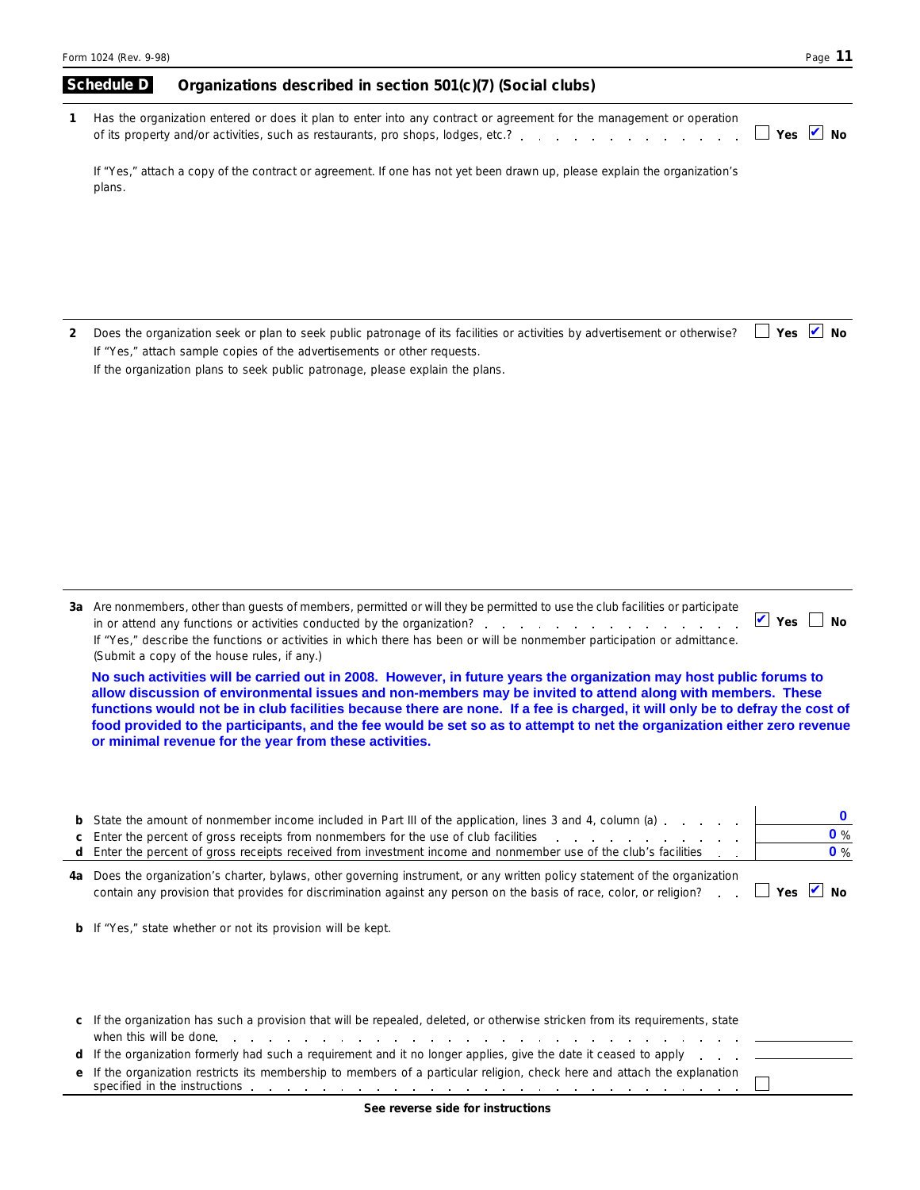## Schedule D — Organizations described in section 501(c)(7) (Social clubs)

**1** Has the organization entered or does it plan to enter into any contract or agreement for the management or operation of its property and/or activities, such as restaurants, pro shops, lodges, etc.? ☐ Yes ☑ No

If "Yes," attach a copy of the contract or agreement. If one has not yet been drawn up, please explain the organization's plans.

**2** Does the organization seek or plan to seek public patronage of its facilities or activities by advertisement or otherwise? ☐ Yes ☑ No

If "Yes," attach sample copies of the advertisements or other requests.

If the organization plans to seek public patronage, please explain the plans.

**3a** Are nonmembers, other than guests of members, permitted or will they be permitted to use the club facilities or participate in or attend any functions or activities conducted by the organization? ☑ Yes ☐ No

If "Yes," describe the functions or activities in which there has been or will be nonmember participation or admittance. (Submit a copy of the house rules, if any.)

**No such activities will be carried out in 2008. However, in future years the organization may host public forums to allow discussion of environmental issues and non-members may be invited to attend along with members. These functions would not be in club facilities because there are none. If a fee is charged, it will only be to defray the cost of food provided to the participants, and the fee would be set so as to attempt to net the organization either zero revenue or minimal revenue for the year from these activities.**

**b** State the amount of nonmember income included in Part III of the application, lines 3 and 4, column (a) ........ **0**

**c** Enter the percent of gross receipts from nonmembers for the use of club facilities ........ **0** %

**d** Enter the percent of gross receipts received from investment income and nonmember use of the club's facilities ........ **0** %

**4a** Does the organization's charter, bylaws, other governing instrument, or any written policy statement of the organization contain any provision that provides for discrimination against any person on the basis of race, color, or religion? ☐ Yes ☑ No

**b** If "Yes," state whether or not its provision will be kept.

**c** If the organization has such a provision that will be repealed, deleted, or otherwise stricken from its requirements, state when this will be done. ________

**d** If the organization formerly had such a requirement and it no longer applies, give the date it ceased to apply ________

**e** If the organization restricts its membership to members of a particular religion, check here and attach the explanation specified in the instructions ☐

See reverse side for instructions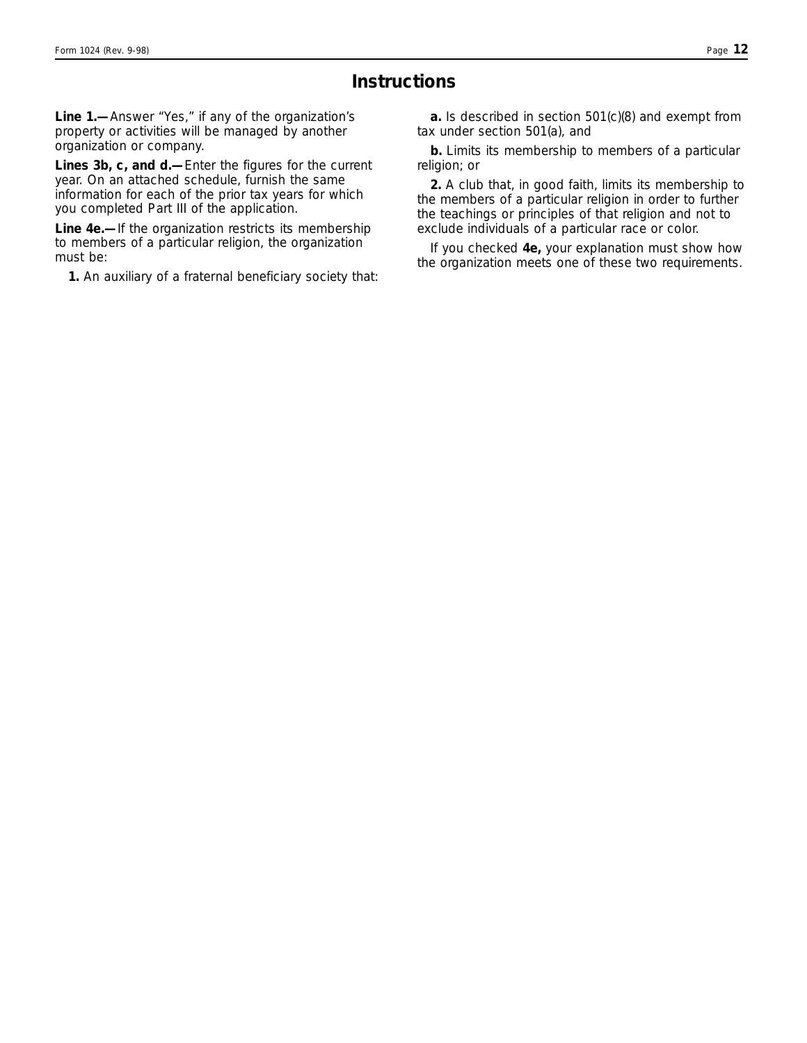# Instructions

**Line 1.—** Answer "Yes," if any of the organization's property or activities will be managed by another organization or company.

**Lines 3b, c, and d.—** Enter the figures for the current year. On an attached schedule, furnish the same information for each of the prior tax years for which you completed Part III of the application.

**Line 4e.—** If the organization restricts its membership to members of a particular religion, the organization must be:

**1.** An auxiliary of a fraternal beneficiary society that:

**a.** Is described in section 501(c)(8) and exempt from tax under section 501(a), and

**b.** Limits its membership to members of a particular religion; or

**2.** A club that, in good faith, limits its membership to the members of a particular religion in order to further the teachings or principles of that religion and not to exclude individuals of a particular race or color.

If you checked **4e,** your explanation must show how the organization meets one of these two requirements.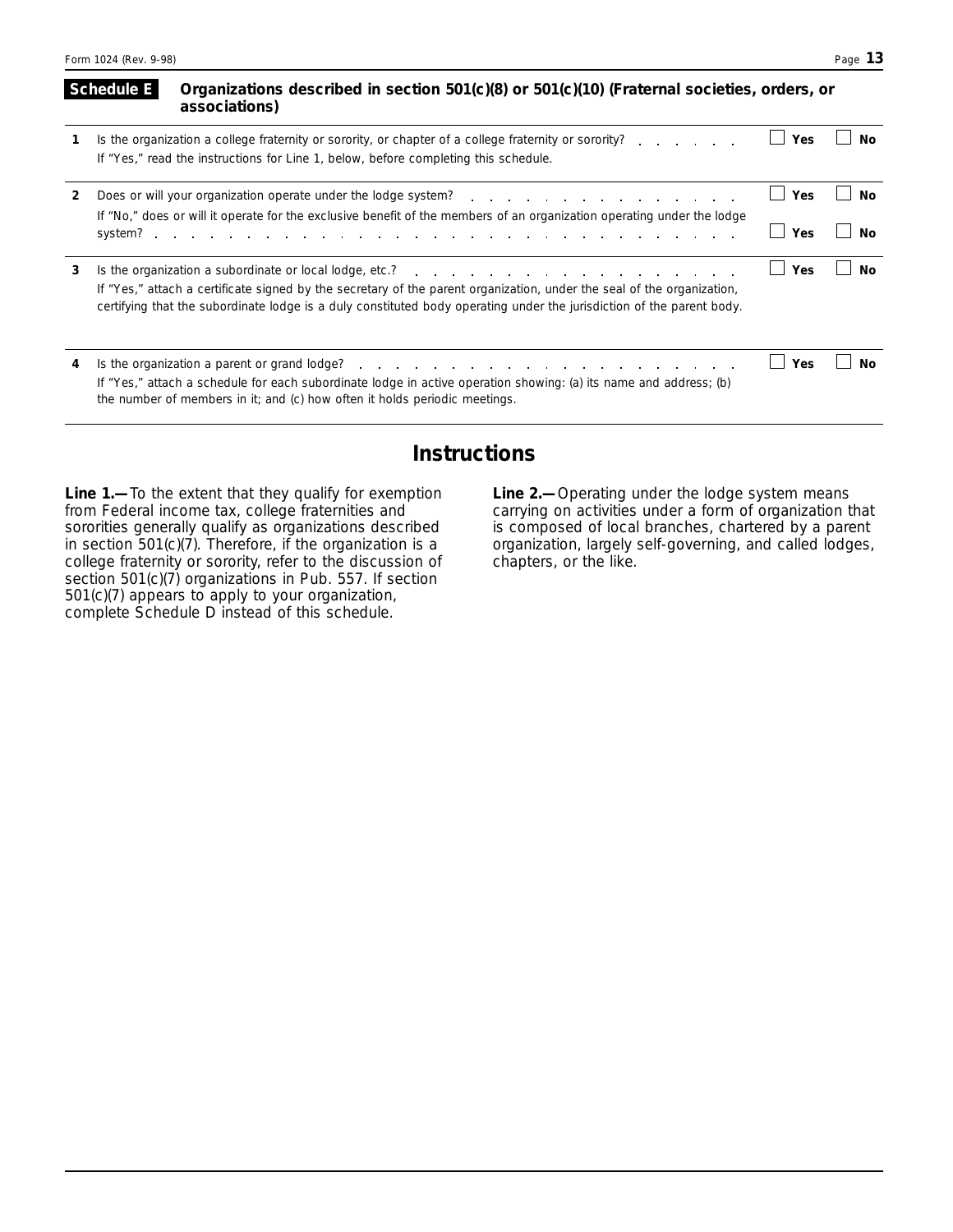## Schedule E Organizations described in section 501(c)(8) or 501(c)(10) (Fraternal societies, orders, or associations)

**1** Is the organization a college fraternity or sorority, or chapter of a college fraternity or sorority? ☐ **Yes** ☐ **No**

If "Yes," read the instructions for Line 1, below, before completing this schedule.

**2** Does or will your organization operate under the lodge system? ☐ **Yes** ☐ **No**

If "No," does or will it operate for the exclusive benefit of the members of an organization operating under the lodge system? ☐ **Yes** ☐ **No**

**3** Is the organization a subordinate or local lodge, etc.? ☐ **Yes** ☐ **No**

If "Yes," attach a certificate signed by the secretary of the parent organization, under the seal of the organization, certifying that the subordinate lodge is a duly constituted body operating under the jurisdiction of the parent body.

**4** Is the organization a parent or grand lodge? ☐ **Yes** ☐ **No**

If "Yes," attach a schedule for each subordinate lodge in active operation showing: (a) its name and address; (b) the number of members in it; and (c) how often it holds periodic meetings.

# Instructions

**Line 1.—**To the extent that they qualify for exemption from Federal income tax, college fraternities and sororities generally qualify as organizations described in section 501(c)(7). Therefore, if the organization is a college fraternity or sorority, refer to the discussion of section 501(c)(7) organizations in Pub. 557. If section 501(c)(7) appears to apply to your organization, complete Schedule D instead of this schedule.

**Line 2.—**Operating under the lodge system means carrying on activities under a form of organization that is composed of local branches, chartered by a parent organization, largely self-governing, and called lodges, chapters, or the like.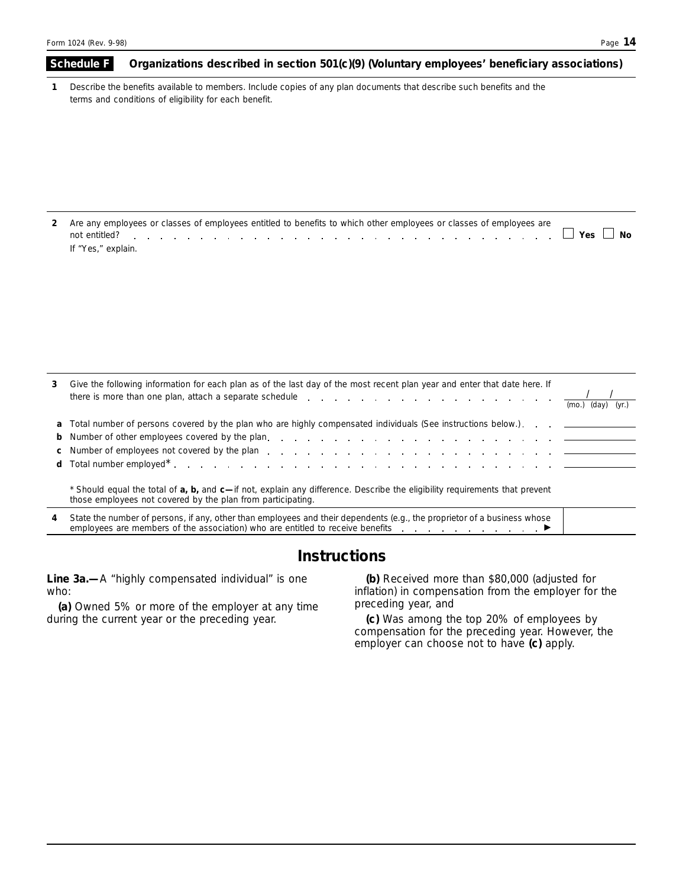## Schedule F Organizations described in section 501(c)(9) (Voluntary employees' beneficiary associations)

**1** Describe the benefits available to members. Include copies of any plan documents that describe such benefits and the terms and conditions of eligibility for each benefit.

**2** Are any employees or classes of employees entitled to benefits to which other employees or classes of employees are not entitled? ☐ **Yes** ☐ **No**

If "Yes," explain.

**3** Give the following information for each plan as of the last day of the most recent plan year and enter that date here. If there is more than one plan, attach a separate schedule ____/____/____ (mo.) (day) (yr.)

**a** Total number of persons covered by the plan who are highly compensated individuals (See instructions below.) ________

**b** Number of other employees covered by the plan ________

**c** Number of employees not covered by the plan ________

**d** Total number employed* ________

\* Should equal the total of **a, b,** and **c—**if not, explain any difference. Describe the eligibility requirements that prevent those employees not covered by the plan from participating.

**4** State the number of persons, if any, other than employees and their dependents (e.g., the proprietor of a business whose employees are members of the association) who are entitled to receive benefits ▶

# Instructions

**Line 3a.—** A "highly compensated individual" is one who:

**(a)** Owned 5% or more of the employer at any time during the current year or the preceding year.

**(b)** Received more than $80,000 (adjusted for inflation) in compensation from the employer for the preceding year, and

**(c)** Was among the top 20% of employees by compensation for the preceding year. However, the employer can choose not to have **(c)** apply.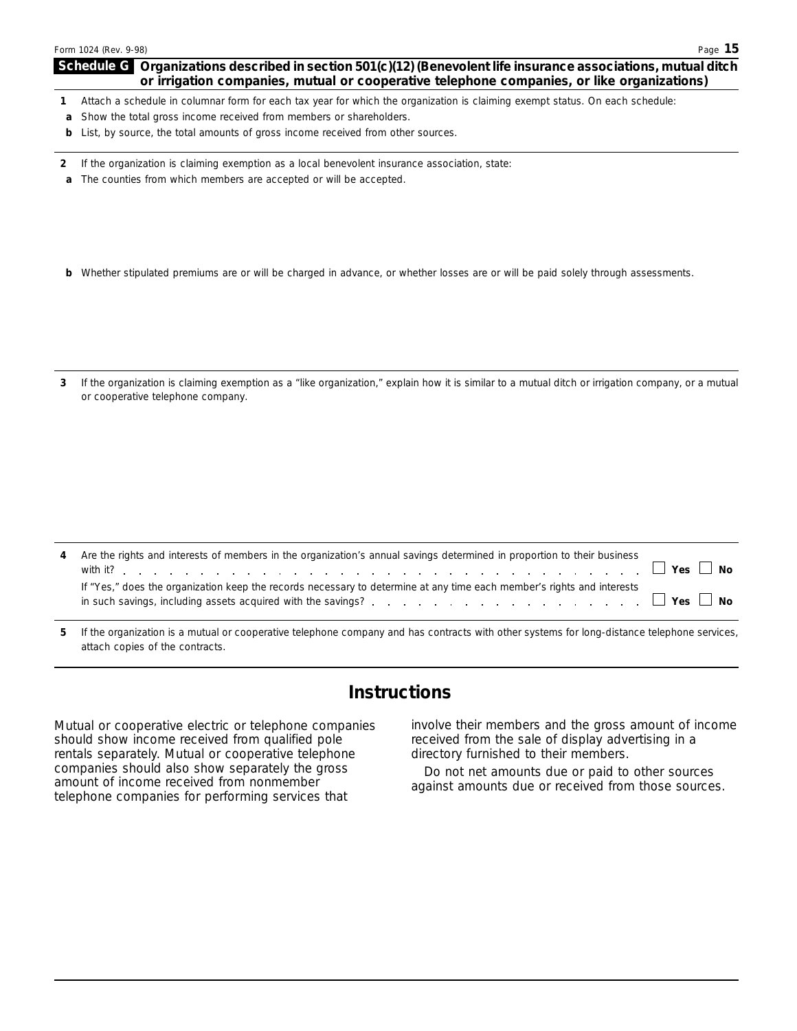## Schedule G Organizations described in section 501(c)(12) (Benevolent life insurance associations, mutual ditch or irrigation companies, mutual or cooperative telephone companies, or like organizations)

**1** Attach a schedule in columnar form for each tax year for which the organization is claiming exempt status. On each schedule:

**a** Show the total gross income received from members or shareholders.

**b** List, by source, the total amounts of gross income received from other sources.

**2** If the organization is claiming exemption as a local benevolent insurance association, state:

**a** The counties from which members are accepted or will be accepted.

**b** Whether stipulated premiums are or will be charged in advance, or whether losses are or will be paid solely through assessments.

**3** If the organization is claiming exemption as a "like organization," explain how it is similar to a mutual ditch or irrigation company, or a mutual or cooperative telephone company.

**4** Are the rights and interests of members in the organization's annual savings determined in proportion to their business with it? . . . . . . . . . . . . . . . . . . . . . . . . . . . . . . . . ☐ **Yes** ☐ **No**

If "Yes," does the organization keep the records necessary to determine at any time each member's rights and interests in such savings, including assets acquired with the savings? . . . . . . . . . . . . . . . . ☐ **Yes** ☐ **No**

**5** If the organization is a mutual or cooperative telephone company and has contracts with other systems for long-distance telephone services, attach copies of the contracts.

## Instructions

Mutual or cooperative electric or telephone companies should show income received from qualified pole rentals separately. Mutual or cooperative telephone companies should also show separately the gross amount of income received from nonmember telephone companies for performing services that involve their members and the gross amount of income received from the sale of display advertising in a directory furnished to their members.

Do not net amounts due or paid to other sources against amounts due or received from those sources.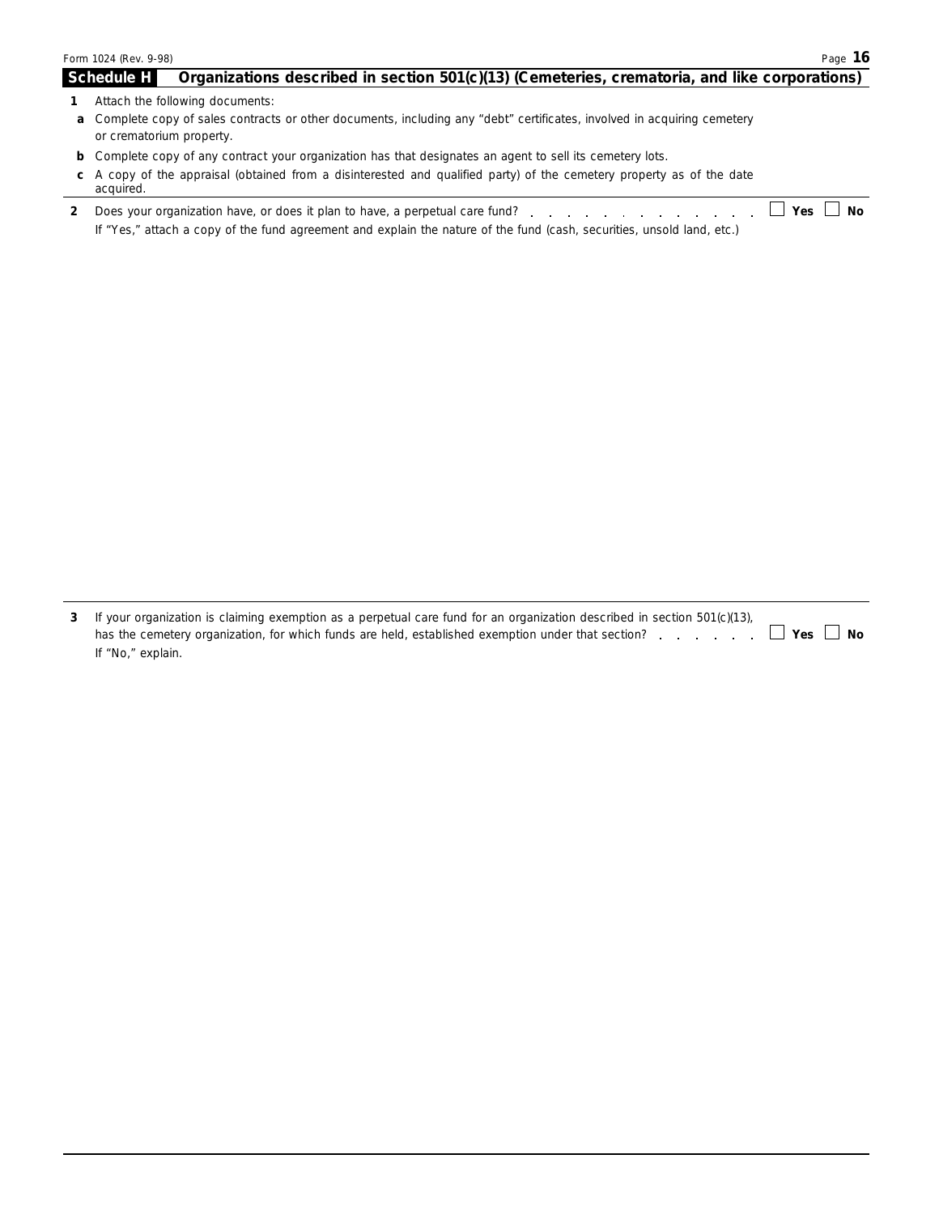## Schedule H Organizations described in section 501(c)(13) (Cemeteries, crematoria, and like corporations)

**1** Attach the following documents:

**a** Complete copy of sales contracts or other documents, including any "debt" certificates, involved in acquiring cemetery or crematorium property.

**b** Complete copy of any contract your organization has that designates an agent to sell its cemetery lots.

**c** A copy of the appraisal (obtained from a disinterested and qualified party) of the cemetery property as of the date acquired.

**2** Does your organization have, or does it plan to have, a perpetual care fund? . . . . . . . . . . . . . . ☐ **Yes** ☐ **No**

If "Yes," attach a copy of the fund agreement and explain the nature of the fund (cash, securities, unsold land, etc.)

**3** If your organization is claiming exemption as a perpetual care fund for an organization described in section 501(c)(13), has the cemetery organization, for which funds are held, established exemption under that section? . . . . . . . ☐ **Yes** ☐ **No**

If "No," explain.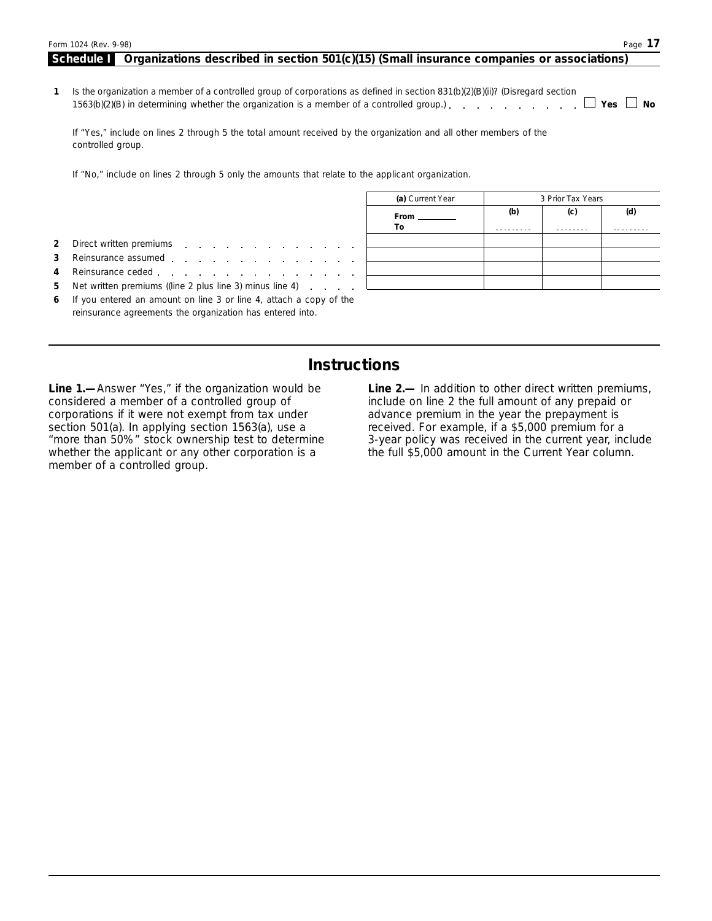## Schedule I Organizations described in section 501(c)(15) (Small insurance companies or associations)

**1** Is the organization a member of a controlled group of corporations as defined in section 831(b)(2)(B)(ii)? (Disregard section 1563(b)(2)(B) in determining whether the organization is a member of a controlled group.) . . . . . . . . . . ☐ **Yes** ☐ **No**

If "Yes," include on lines 2 through 5 the total amount received by the organization and all other members of the controlled group.

If "No," include on lines 2 through 5 only the amounts that relate to the applicant organization.

| | **(a)** Current Year | 3 Prior Tax Years | | |
|---|---|---|---|---|
| | **From** ________ **To** | **(b)** | **(c)** | **(d)** |
| **2** Direct written premiums | | | | |
| **3** Reinsurance assumed | | | | |
| **4** Reinsurance ceded | | | | |
| **5** Net written premiums ((line 2 plus line 3) minus line 4) | | | | |

**6** If you entered an amount on line 3 or line 4, attach a copy of the reinsurance agreements the organization has entered into.

## Instructions

**Line 1.—** Answer "Yes," if the organization would be considered a member of a controlled group of corporations if it were not exempt from tax under section 501(a). In applying section 1563(a), use a "more than 50%" stock ownership test to determine whether the applicant or any other corporation is a member of a controlled group.

**Line 2.—** In addition to other direct written premiums, include on line 2 the full amount of any prepaid or advance premium in the year the prepayment is received. For example, if a $5,000 premium for a 3-year policy was received in the current year, include the full $5,000 amount in the Current Year column.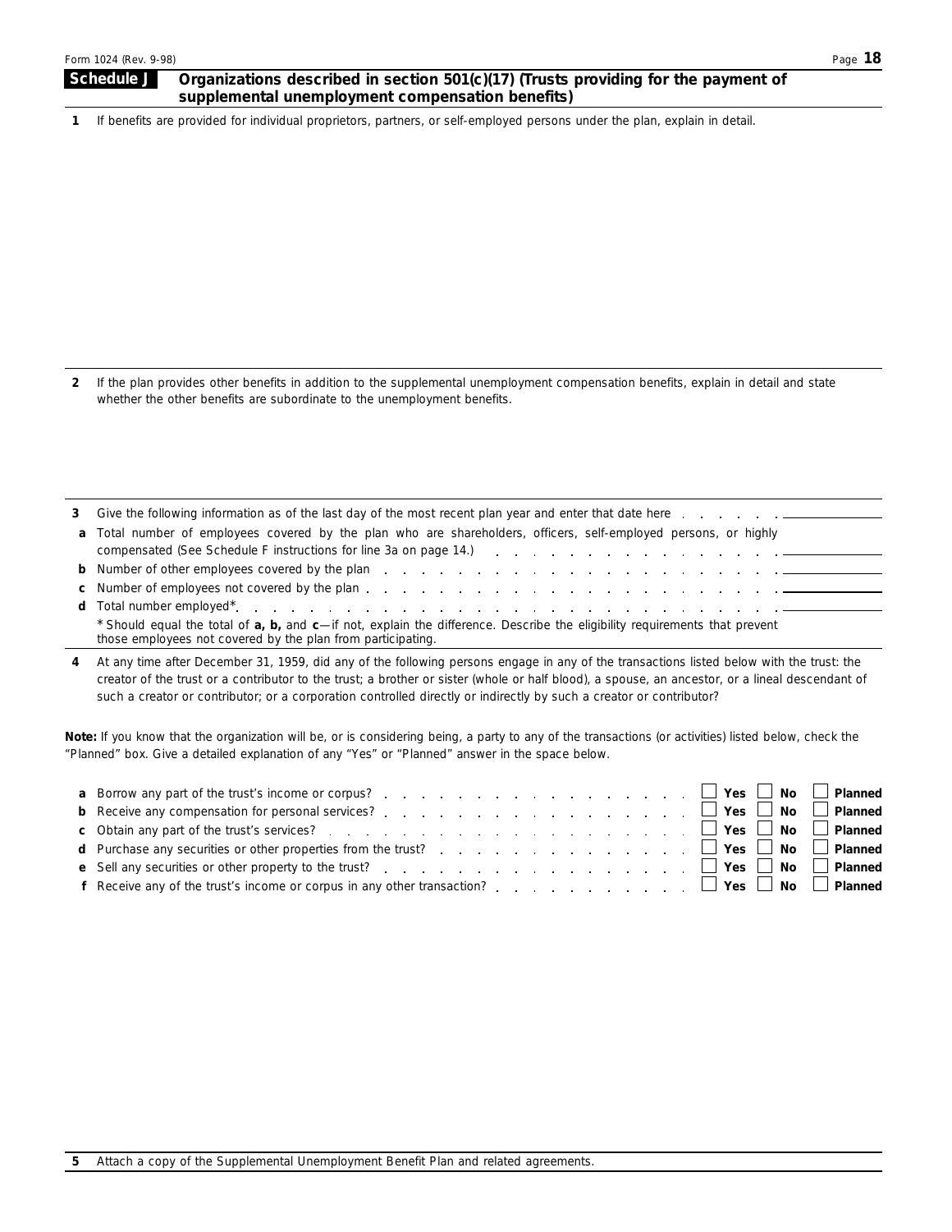## Schedule J Organizations described in section 501(c)(17) (Trusts providing for the payment of supplemental unemployment compensation benefits)

**1** If benefits are provided for individual proprietors, partners, or self-employed persons under the plan, explain in detail.

**2** If the plan provides other benefits in addition to the supplemental unemployment compensation benefits, explain in detail and state whether the other benefits are subordinate to the unemployment benefits.

**3** Give the following information as of the last day of the most recent plan year and enter that date here . . . . . . . ____________

**a** Total number of employees covered by the plan who are shareholders, officers, self-employed persons, or highly compensated (See Schedule F instructions for line 3a on page 14.) . . . . . . . . . . . . . . . . ____________

**b** Number of other employees covered by the plan . . . . . . . . . . . . . . . . . . . . ____________

**c** Number of employees not covered by the plan . . . . . . . . . . . . . . . . . . . . . ____________

**d** Total number employed* . . . . . . . . . . . . . . . . . . . . . . . . . . . . ____________

\* Should equal the total of **a, b,** and **c**—if not, explain the difference. Describe the eligibility requirements that prevent those employees not covered by the plan from participating.

**4** At any time after December 31, 1959, did any of the following persons engage in any of the transactions listed below with the trust: the creator of the trust or a contributor to the trust; a brother or sister (whole or half blood), a spouse, an ancestor, or a lineal descendant of such a creator or contributor; or a corporation controlled directly or indirectly by such a creator or contributor?

**Note:** If you know that the organization will be, or is considering being, a party to any of the transactions (or activities) listed below, check the "Planned" box. Give a detailed explanation of any "Yes" or "Planned" answer in the space below.

**a** Borrow any part of the trust's income or corpus? . . . . . . . . . . . . . . . . . ☐ **Yes** ☐ **No** ☐ **Planned**

**b** Receive any compensation for personal services? . . . . . . . . . . . . . . . . . ☐ **Yes** ☐ **No** ☐ **Planned**

**c** Obtain any part of the trust's services? . . . . . . . . . . . . . . . . . . . . ☐ **Yes** ☐ **No** ☐ **Planned**

**d** Purchase any securities or other properties from the trust? . . . . . . . . . . . . . . ☐ **Yes** ☐ **No** ☐ **Planned**

**e** Sell any securities or other property to the trust? . . . . . . . . . . . . . . . . ☐ **Yes** ☐ **No** ☐ **Planned**

**f** Receive any of the trust's income or corpus in any other transaction? . . . . . . . . . . ☐ **Yes** ☐ **No** ☐ **Planned**

**5** Attach a copy of the Supplemental Unemployment Benefit Plan and related agreements.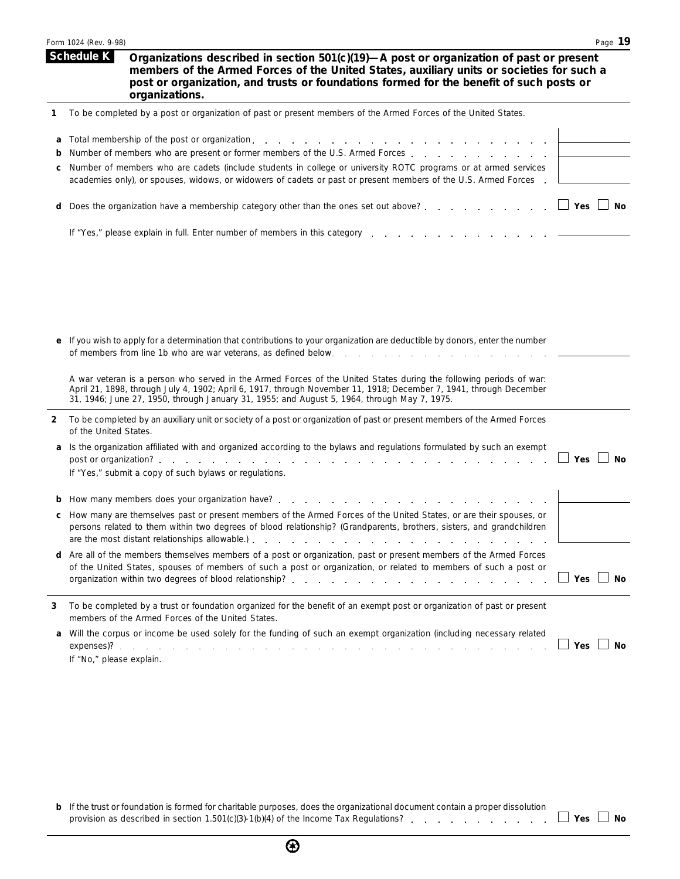## Schedule K — Organizations described in section 501(c)(19)—A post or organization of past or present members of the Armed Forces of the United States, auxiliary units or societies for such a post or organization, and trusts or foundations formed for the benefit of such posts or organizations.

**1** To be completed by a post or organization of past or present members of the Armed Forces of the United States.

**a** Total membership of the post or organization . . . . . . . . . . . . . . . . . . . . . . . ______

**b** Number of members who are present or former members of the U.S. Armed Forces . . . . . . . . . . . ______

**c** Number of members who are cadets (include students in college or university ROTC programs or at armed services academies only), or spouses, widows, or widowers of cadets or past or present members of the U.S. Armed Forces . ______

**d** Does the organization have a membership category other than the ones set out above? . . . . . . . . . . ☐ **Yes** ☐ **No**

If "Yes," please explain in full. Enter number of members in this category . . . . . . . . . . . . . . ______

**e** If you wish to apply for a determination that contributions to your organization are deductible by donors, enter the number of members from line 1b who are war veterans, as defined below. . . . . . . . . . . . . . . . . . ______

A war veteran is a person who served in the Armed Forces of the United States during the following periods of war: April 21, 1898, through July 4, 1902; April 6, 1917, through November 11, 1918; December 7, 1941, through December 31, 1946; June 27, 1950, through January 31, 1955; and August 5, 1964, through May 7, 1975.

**2** To be completed by an auxiliary unit or society of a post or organization of past or present members of the Armed Forces of the United States.

**a** Is the organization affiliated with and organized according to the bylaws and regulations formulated by such an exempt post or organization? . . . . . . . . . . . . . . . . . . . . . . . . . . . . ☐ **Yes** ☐ **No**

If "Yes," submit a copy of such bylaws or regulations.

**b** How many members does your organization have? . . . . . . . . . . . . . . . . . . . . . ______

**c** How many are themselves past or present members of the Armed Forces of the United States, or are their spouses, or persons related to them within two degrees of blood relationship? (Grandparents, brothers, sisters, and grandchildren are the most distant relationships allowable.) . . . . . . . . . . . . . . . . . . . . . . . . ______

**d** Are all of the members themselves members of a post or organization, past or present members of the Armed Forces of the United States, spouses of members of such a post or organization, or related to members of such a post or organization within two degrees of blood relationship? . . . . . . . . . . . . . . . . . . . . ☐ **Yes** ☐ **No**

**3** To be completed by a trust or foundation organized for the benefit of an exempt post or organization of past or present members of the Armed Forces of the United States.

**a** Will the corpus or income be used solely for the funding of such an exempt organization (including necessary related expenses)? . . . . . . . . . . . . . . . . . . . . . . . . . . . . . . . . ☐ **Yes** ☐ **No**

If "No," please explain.

**b** If the trust or foundation is formed for charitable purposes, does the organizational document contain a proper dissolution provision as described in section 1.501(c)(3)-1(b)(4) of the Income Tax Regulations? . . . . . . . . . . . ☐ **Yes** ☐ **No**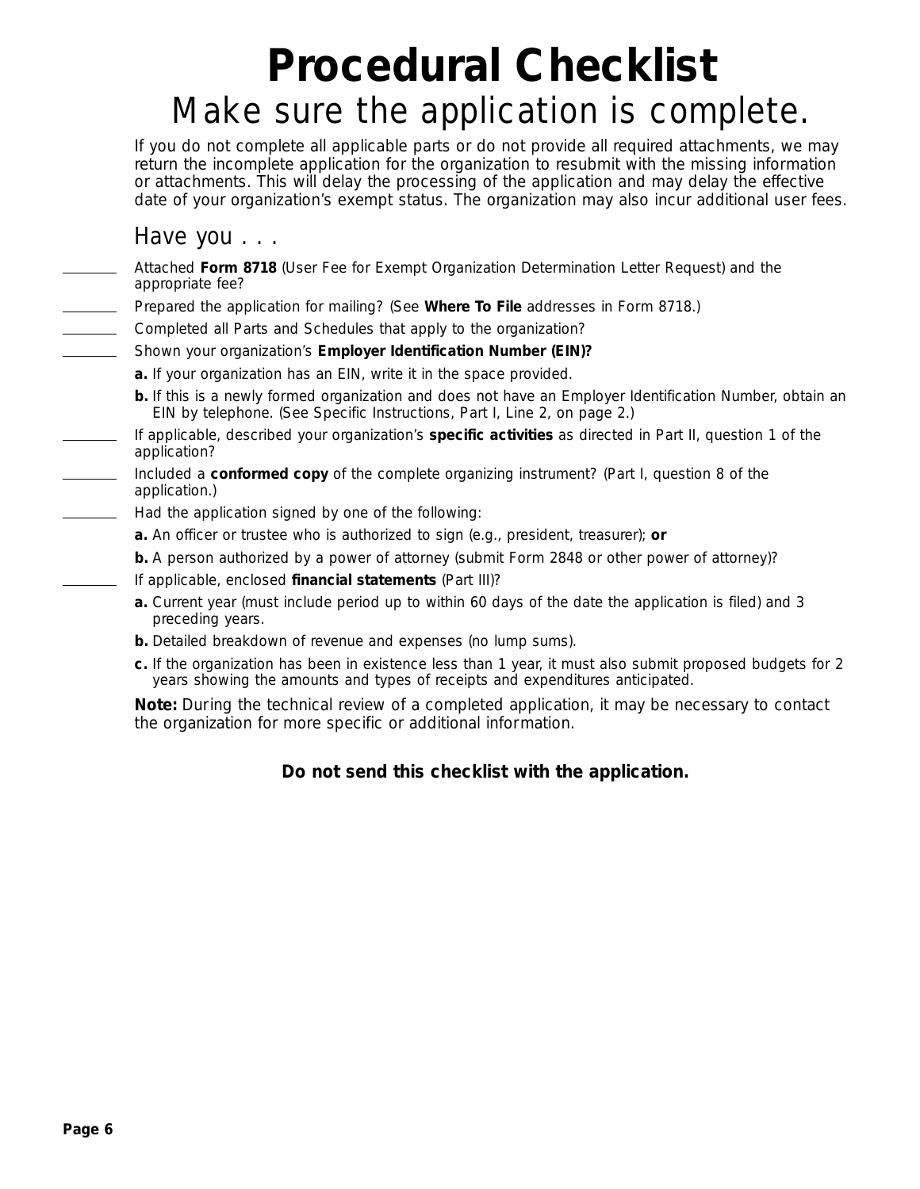# Procedural Checklist

## Make sure the application is complete.

If you do not complete all applicable parts or do not provide all required attachments, we may return the incomplete application for the organization to resubmit with the missing information or attachments. This will delay the processing of the application and may delay the effective date of your organization's exempt status. The organization may also incur additional user fees.

### Have you . . .

_______ Attached **Form 8718** (User Fee for Exempt Organization Determination Letter Request) and the appropriate fee?

_______ Prepared the application for mailing? (See **Where To File** addresses in Form 8718.)

_______ Completed all Parts and Schedules that apply to the organization?

_______ Shown your organization's **Employer Identification Number (EIN)?**

**a.** If your organization has an EIN, write it in the space provided.

**b.** If this is a newly formed organization and does not have an Employer Identification Number, obtain an EIN by telephone. (See Specific Instructions, Part I, Line 2, on page 2.)

_______ If applicable, described your organization's **specific activities** as directed in Part II, question 1 of the application?

_______ Included a **conformed copy** of the complete organizing instrument? (Part I, question 8 of the application.)

_______ Had the application signed by one of the following:

**a.** An officer or trustee who is authorized to sign (e.g., president, treasurer); **or**

**b.** A person authorized by a power of attorney (submit Form 2848 or other power of attorney)?

_______ If applicable, enclosed **financial statements** (Part III)?

**a.** Current year (must include period up to within 60 days of the date the application is filed) and 3 preceding years.

**b.** Detailed breakdown of revenue and expenses (no lump sums).

**c.** If the organization has been in existence less than 1 year, it must also submit proposed budgets for 2 years showing the amounts and types of receipts and expenditures anticipated.

**Note:** During the technical review of a completed application, it may be necessary to contact the organization for more specific or additional information.

**Do not send this checklist with the application.**